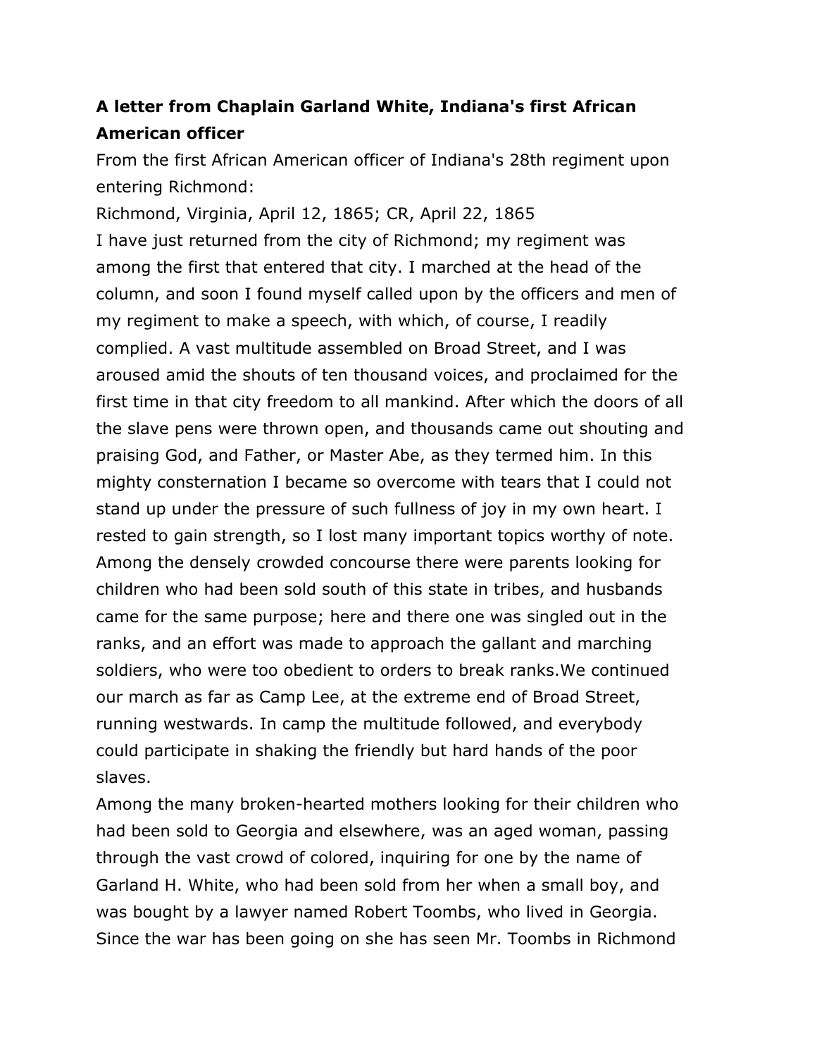**A letter from Chaplain Garland White, Indiana's first African American officer**

From the first African American officer of Indiana's 28th regiment upon entering Richmond:

Richmond, Virginia, April 12, 1865; CR, April 22, 1865

I have just returned from the city of Richmond; my regiment was among the first that entered that city. I marched at the head of the column, and soon I found myself called upon by the officers and men of my regiment to make a speech, with which, of course, I readily complied. A vast multitude assembled on Broad Street, and I was aroused amid the shouts of ten thousand voices, and proclaimed for the first time in that city freedom to all mankind. After which the doors of all the slave pens were thrown open, and thousands came out shouting and praising God, and Father, or Master Abe, as they termed him. In this mighty consternation I became so overcome with tears that I could not stand up under the pressure of such fullness of joy in my own heart. I rested to gain strength, so I lost many important topics worthy of note. Among the densely crowded concourse there were parents looking for children who had been sold south of this state in tribes, and husbands came for the same purpose; here and there one was singled out in the ranks, and an effort was made to approach the gallant and marching soldiers, who were too obedient to orders to break ranks.We continued our march as far as Camp Lee, at the extreme end of Broad Street, running westwards. In camp the multitude followed, and everybody could participate in shaking the friendly but hard hands of the poor slaves.

Among the many broken-hearted mothers looking for their children who had been sold to Georgia and elsewhere, was an aged woman, passing through the vast crowd of colored, inquiring for one by the name of Garland H. White, who had been sold from her when a small boy, and was bought by a lawyer named Robert Toombs, who lived in Georgia. Since the war has been going on she has seen Mr. Toombs in Richmond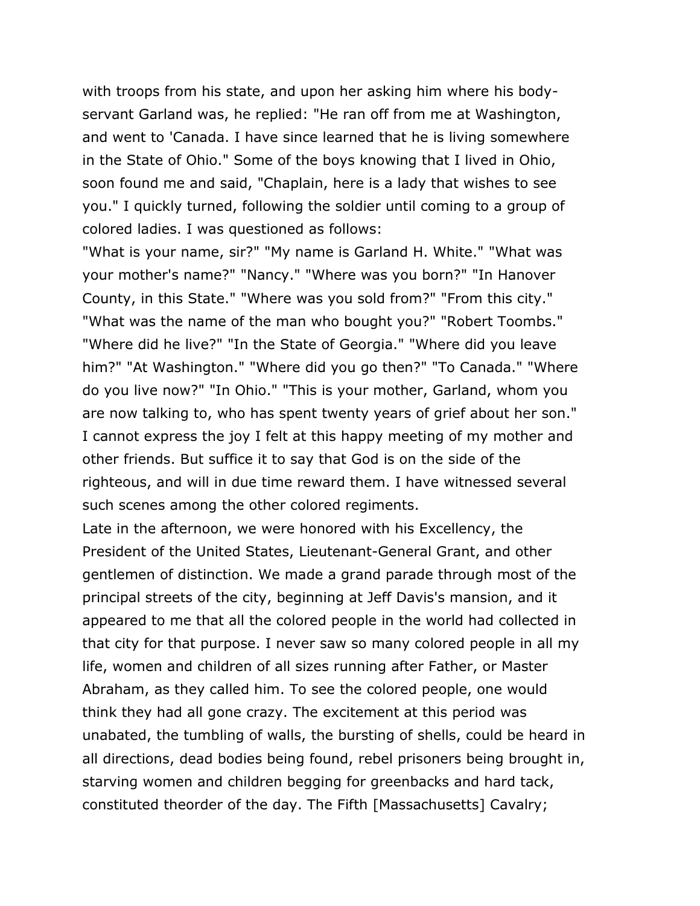with troops from his state, and upon her asking him where his body-servant Garland was, he replied: "He ran off from me at Washington, and went to 'Canada. I have since learned that he is living somewhere in the State of Ohio." Some of the boys knowing that I lived in Ohio, soon found me and said, "Chaplain, here is a lady that wishes to see you." I quickly turned, following the soldier until coming to a group of colored ladies. I was questioned as follows:

"What is your name, sir?" "My name is Garland H. White." "What was your mother's name?" "Nancy." "Where was you born?" "In Hanover County, in this State." "Where was you sold from?" "From this city." "What was the name of the man who bought you?" "Robert Toombs." "Where did he live?" "In the State of Georgia." "Where did you leave him?" "At Washington." "Where did you go then?" "To Canada." "Where do you live now?" "In Ohio." "This is your mother, Garland, whom you are now talking to, who has spent twenty years of grief about her son." I cannot express the joy I felt at this happy meeting of my mother and other friends. But suffice it to say that God is on the side of the righteous, and will in due time reward them. I have witnessed several such scenes among the other colored regiments.

Late in the afternoon, we were honored with his Excellency, the President of the United States, Lieutenant-General Grant, and other gentlemen of distinction. We made a grand parade through most of the principal streets of the city, beginning at Jeff Davis's mansion, and it appeared to me that all the colored people in the world had collected in that city for that purpose. I never saw so many colored people in all my life, women and children of all sizes running after Father, or Master Abraham, as they called him. To see the colored people, one would think they had all gone crazy. The excitement at this period was unabated, the tumbling of walls, the bursting of shells, could be heard in all directions, dead bodies being found, rebel prisoners being brought in, starving women and children begging for greenbacks and hard tack, constituted theorder of the day. The Fifth [Massachusetts] Cavalry;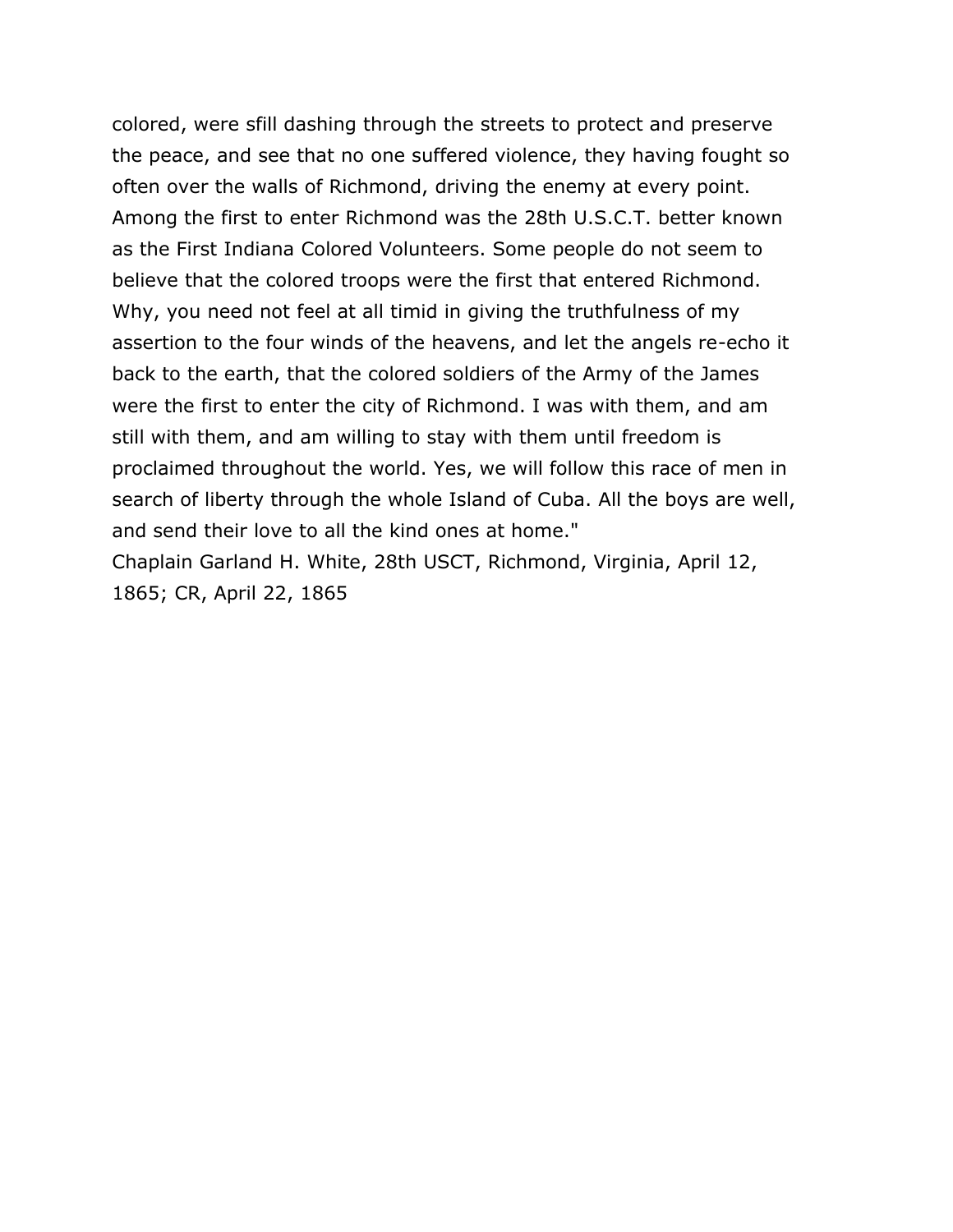colored, were sfill dashing through the streets to protect and preserve the peace, and see that no one suffered violence, they having fought so often over the walls of Richmond, driving the enemy at every point. Among the first to enter Richmond was the 28th U.S.C.T. better known as the First Indiana Colored Volunteers. Some people do not seem to believe that the colored troops were the first that entered Richmond. Why, you need not feel at all timid in giving the truthfulness of my assertion to the four winds of the heavens, and let the angels re-echo it back to the earth, that the colored soldiers of the Army of the James were the first to enter the city of Richmond. I was with them, and am still with them, and am willing to stay with them until freedom is proclaimed throughout the world. Yes, we will follow this race of men in search of liberty through the whole Island of Cuba. All the boys are well, and send their love to all the kind ones at home."

Chaplain Garland H. White, 28th USCT, Richmond, Virginia, April 12, 1865; CR, April 22, 1865